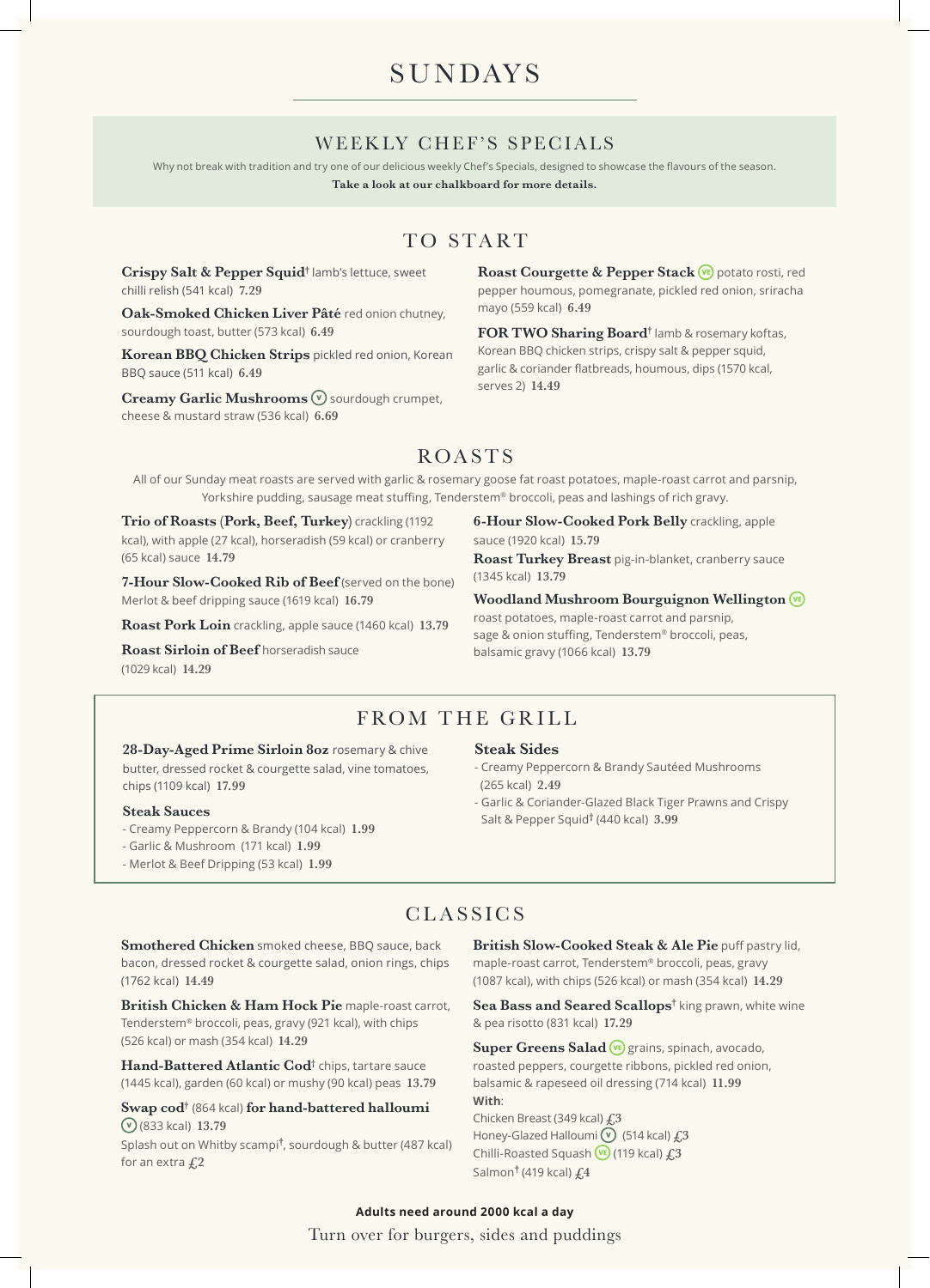# SUNDAYS

## WEEKLY CHEF'S SPECIALS

Why not break with tradition and try one of our delicious weekly Chef's Specials, designed to showcase the flavours of the season.

**Take a look at our chalkboard for more details.**

## TO START

**Crispy Salt & Pepper Squid**† lamb's lettuce, sweet chilli relish (541 kcal) **7.29**

**Oak-Smoked Chicken Liver Pâté** red onion chutney, sourdough toast, butter (573 kcal) **6.49**

**Korean BBQ Chicken Strips** pickled red onion, Korean BBQ sauce (511 kcal) **6.49**

**Creamy Garlic Mushrooms** (V) sourdough crumpet, cheese & mustard straw (536 kcal) **6.69**

**Roast Courgette & Pepper Stack** (VE) potato rosti, red pepper houmous, pomegranate, pickled red onion, sriracha mayo (559 kcal) **6.49**

**FOR TWO Sharing Board**† lamb & rosemary koftas, Korean BBQ chicken strips, crispy salt & pepper squid, garlic & coriander flatbreads, houmous, dips (1570 kcal, serves 2) **14.49**

## ROASTS

All of our Sunday meat roasts are served with garlic & rosemary goose fat roast potatoes, maple-roast carrot and parsnip, Yorkshire pudding, sausage meat stuffing, Tenderstem® broccoli, peas and lashings of rich gravy.

**Trio of Roasts (Pork, Beef, Turkey)** crackling (1192 kcal), with apple (27 kcal), horseradish (59 kcal) or cranberry (65 kcal) sauce **14.79**

**7-Hour Slow-Cooked Rib of Beef** (served on the bone) Merlot & beef dripping sauce (1619 kcal) **16.79**

**Roast Pork Loin** crackling, apple sauce (1460 kcal) **13.79**

**Roast Sirloin of Beef** horseradish sauce (1029 kcal) **14.29**

**6-Hour Slow-Cooked Pork Belly** crackling, apple sauce (1920 kcal) **15.79**

**Roast Turkey Breast** pig-in-blanket, cranberry sauce (1345 kcal) **13.79**

**Woodland Mushroom Bourguignon Wellington** (VE) roast potatoes, maple-roast carrot and parsnip, sage & onion stuffing, Tenderstem® broccoli, peas, balsamic gravy (1066 kcal) **13.79**

## FROM THE GRILL

**28-Day-Aged Prime Sirloin 8oz** rosemary & chive butter, dressed rocket & courgette salad, vine tomatoes, chips (1109 kcal) **17.99**

### Steak Sauces

- Creamy Peppercorn & Brandy (104 kcal) **1.99**
- Garlic & Mushroom (171 kcal) **1.99**
- Merlot & Beef Dripping (53 kcal) **1.99**

### Steak Sides

- Creamy Peppercorn & Brandy Sautéed Mushrooms (265 kcal) **2.49**
- Garlic & Coriander-Glazed Black Tiger Prawns and Crispy Salt & Pepper Squid† (440 kcal) **3.99**

## CLASSICS

**Smothered Chicken** smoked cheese, BBQ sauce, back bacon, dressed rocket & courgette salad, onion rings, chips (1762 kcal) **14.49**

**British Chicken & Ham Hock Pie** maple-roast carrot, Tenderstem® broccoli, peas, gravy (921 kcal), with chips (526 kcal) or mash (354 kcal) **14.29**

**Hand-Battered Atlantic Cod**† chips, tartare sauce (1445 kcal), garden (60 kcal) or mushy (90 kcal) peas **13.79**

**Swap cod**† (864 kcal) **for hand-battered halloumi** (V) (833 kcal) **13.79**

Splash out on Whitby scampi†, sourdough & butter (487 kcal) for an extra £2

**British Slow-Cooked Steak & Ale Pie** puff pastry lid, maple-roast carrot, Tenderstem® broccoli, peas, gravy (1087 kcal), with chips (526 kcal) or mash (354 kcal) **14.29**

**Sea Bass and Seared Scallops**† king prawn, white wine & pea risotto (831 kcal) **17.29**

**Super Greens Salad** (VE) grains, spinach, avocado, roasted peppers, courgette ribbons, pickled red onion, balsamic & rapeseed oil dressing (714 kcal) **11.99**

**With**:

Chicken Breast (349 kcal) **£3**

Honey-Glazed Halloumi (V) (514 kcal) **£3**

Chilli-Roasted Squash (VE) (119 kcal) **£3**

Salmon† (419 kcal) **£4**

**Adults need around 2000 kcal a day**

Turn over for burgers, sides and puddings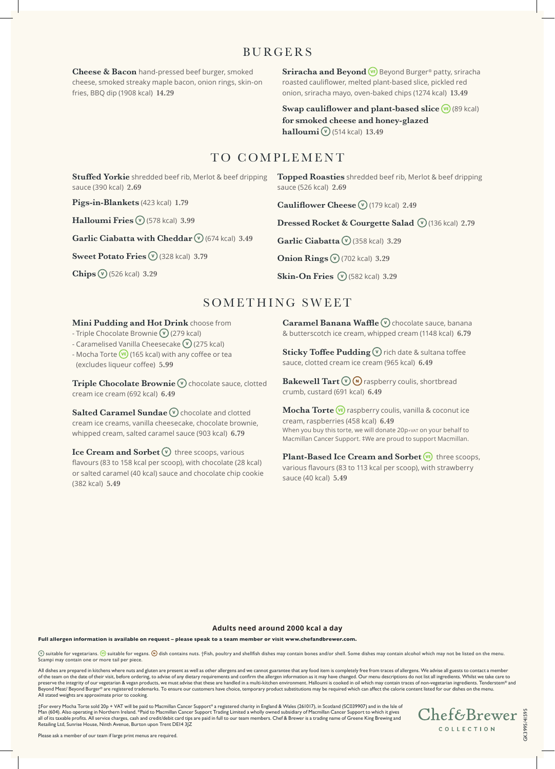## BURGERS

**Cheese & Bacon** hand-pressed beef burger, smoked cheese, smoked streaky maple bacon, onion rings, skin-on fries, BBQ dip (1908 kcal) **14.29**

**Sriracha and Beyond** (VE) Beyond Burger® patty, sriracha roasted cauliflower, melted plant-based slice, pickled red onion, sriracha mayo, oven-baked chips (1274 kcal) **13.49**

**Swap cauliflower and plant-based slice** (VE) (89 kcal) **for smoked cheese and honey-glazed halloumi** (V) (514 kcal) **13.49**

## TO COMPLEMENT

**Stuffed Yorkie** shredded beef rib, Merlot & beef dripping sauce (390 kcal) **2.69**

**Pigs-in-Blankets** (423 kcal) **1.79**

**Halloumi Fries** (V) (578 kcal) **3.99**

**Garlic Ciabatta with Cheddar** (V) (674 kcal) **3.49**

**Sweet Potato Fries** (V) (328 kcal) **3.79**

**Chips** (V) (526 kcal) **3.29**

**Topped Roasties** shredded beef rib, Merlot & beef dripping sauce (526 kcal) **2.69**

**Cauliflower Cheese** (V) (179 kcal) **2.49**

**Dressed Rocket & Courgette Salad** (V) (136 kcal) **2.79**

**Garlic Ciabatta** (V) (358 kcal) **3.29**

**Onion Rings** (V) (702 kcal) **3.29**

**Skin-On Fries** (V) (582 kcal) **3.29**

## SOMETHING SWEET

**Mini Pudding and Hot Drink** choose from
- Triple Chocolate Brownie (V) (279 kcal)
- Caramelised Vanilla Cheesecake (V) (275 kcal)
- Mocha Torte (VE) (165 kcal) with any coffee or tea (excludes liqueur coffee) **5.99**

**Triple Chocolate Brownie** (V) chocolate sauce, clotted cream ice cream (692 kcal) **6.49**

**Salted Caramel Sundae** (V) chocolate and clotted cream ice creams, vanilla cheesecake, chocolate brownie, whipped cream, salted caramel sauce (903 kcal) **6.79**

**Ice Cream and Sorbet** (V) three scoops, various flavours (83 to 158 kcal per scoop), with chocolate (28 kcal) or salted caramel (40 kcal) sauce and chocolate chip cookie (382 kcal) **5.49**

**Caramel Banana Waffle** (V) chocolate sauce, banana & butterscotch ice cream, whipped cream (1148 kcal) **6.79**

**Sticky Toffee Pudding** (V) rich date & sultana toffee sauce, clotted cream ice cream (965 kcal) **6.49**

**Bakewell Tart** (V) (N) raspberry coulis, shortbread crumb, custard (691 kcal) **6.49**

**Mocha Torte** (VE) raspberry coulis, vanilla & coconut ice cream, raspberries (458 kcal) **6.49**
When you buy this torte, we will donate 20p+VAT on your behalf to Macmillan Cancer Support. ‡We are proud to support Macmillan.

**Plant-Based Ice Cream and Sorbet** (VE) three scoops, various flavours (83 to 113 kcal per scoop), with strawberry sauce (40 kcal) **5.49**

**Adults need around 2000 kcal a day**

**Full allergen information is available on request – please speak to a team member or visit www.chefandbrewer.com.**

(V) suitable for vegetarians. (VE) suitable for vegans. (N) dish contains nuts. †Fish, poultry and shellfish dishes may contain bones and/or shell. Some dishes may contain alcohol which may not be listed on the menu. Scampi may contain one or more tail per piece.

All dishes are prepared in kitchens where nuts and gluten are present as well as other allergens and we cannot guarantee that any food item is completely free from traces of allergens. We advise all guests to contact a member of the team on the date of their visit, before ordering, to advise of any dietary requirements and confirm the allergen information as it may have changed. Our menu descriptions do not list all ingredients. Whilst we take care to preserve the integrity of our vegetarian & vegan products, we must advise that these are handled in a multi-kitchen environment. Halloumi is cooked in oil which may contain traces of non-vegetarian ingredients. Tenderstem® and Beyond Meat/ Beyond Burger® are registered trademarks. To ensure our customers have choice, temporary product substitutions may be required which can affect the calorie content listed for our dishes on the menu. All stated weights are approximate prior to cooking.

‡For every Mocha Torte sold 20p + VAT will be paid to Macmillan Cancer Support* a registered charity in England & Wales (261017), in Scotland (SC039907) and in the Isle of Man (604). Also operating in Northern Ireland. *Paid to Macmillan Cancer Support Trading Limited a wholly owned subsidiary of Macmillan Cancer Support to which it gives all of its taxable profits. All service charges, cash and credit/debit card tips are paid in full to our team members. Chef & Brewer is a trading name of Greene King Brewing and Retailing Ltd, Sunrise House, Ninth Avenue, Burton upon Trent DE14 3JZ

Please ask a member of our team if large print menus are required.

Chef&Brewer COLLECTION

GK3995/41595